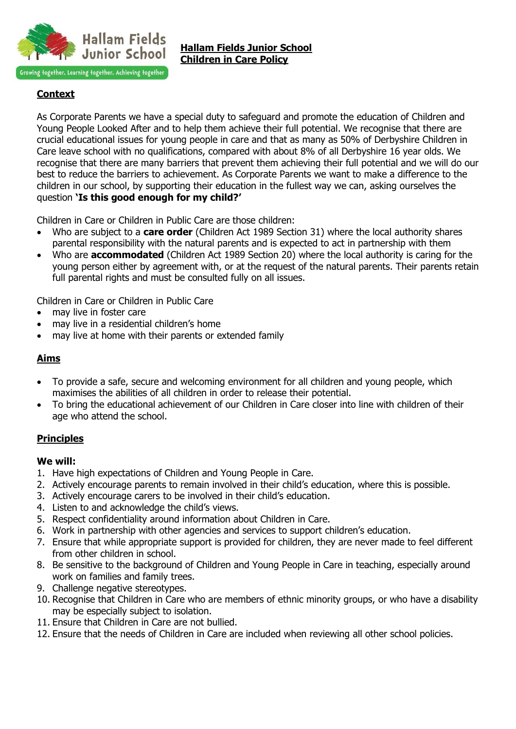# Hallam Fields Junior School
# Children in Care Policy

## Context

As Corporate Parents we have a special duty to safeguard and promote the education of Children and Young People Looked After and to help them achieve their full potential. We recognise that there are crucial educational issues for young people in care and that as many as 50% of Derbyshire Children in Care leave school with no qualifications, compared with about 8% of all Derbyshire 16 year olds. We recognise that there are many barriers that prevent them achieving their full potential and we will do our best to reduce the barriers to achievement. As Corporate Parents we want to make a difference to the children in our school, by supporting their education in the fullest way we can, asking ourselves the question **'Is this good enough for my child?'**

Children in Care or Children in Public Care are those children:

- Who are subject to a **care order** (Children Act 1989 Section 31) where the local authority shares parental responsibility with the natural parents and is expected to act in partnership with them
- Who are **accommodated** (Children Act 1989 Section 20) where the local authority is caring for the young person either by agreement with, or at the request of the natural parents. Their parents retain full parental rights and must be consulted fully on all issues.

Children in Care or Children in Public Care

- may live in foster care
- may live in a residential children's home
- may live at home with their parents or extended family

## Aims

- To provide a safe, secure and welcoming environment for all children and young people, which maximises the abilities of all children in order to release their potential.
- To bring the educational achievement of our Children in Care closer into line with children of their age who attend the school.

## Principles

**We will:**

1. Have high expectations of Children and Young People in Care.
2. Actively encourage parents to remain involved in their child's education, where this is possible.
3. Actively encourage carers to be involved in their child's education.
4. Listen to and acknowledge the child's views.
5. Respect confidentiality around information about Children in Care.
6. Work in partnership with other agencies and services to support children's education.
7. Ensure that while appropriate support is provided for children, they are never made to feel different from other children in school.
8. Be sensitive to the background of Children and Young People in Care in teaching, especially around work on families and family trees.
9. Challenge negative stereotypes.
10. Recognise that Children in Care who are members of ethnic minority groups, or who have a disability may be especially subject to isolation.
11. Ensure that Children in Care are not bullied.
12. Ensure that the needs of Children in Care are included when reviewing all other school policies.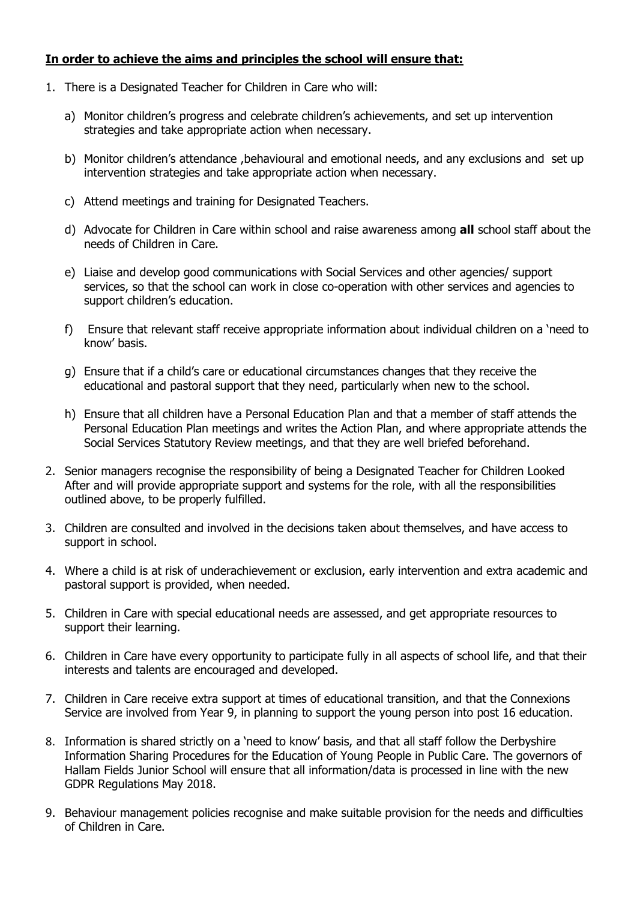**In order to achieve the aims and principles the school will ensure that:**

1. There is a Designated Teacher for Children in Care who will:

   a) Monitor children's progress and celebrate children's achievements, and set up intervention strategies and take appropriate action when necessary.

   b) Monitor children's attendance ,behavioural and emotional needs, and any exclusions and set up intervention strategies and take appropriate action when necessary.

   c) Attend meetings and training for Designated Teachers.

   d) Advocate for Children in Care within school and raise awareness among **all** school staff about the needs of Children in Care.

   e) Liaise and develop good communications with Social Services and other agencies/ support services, so that the school can work in close co-operation with other services and agencies to support children's education.

   f) Ensure that relevant staff receive appropriate information about individual children on a 'need to know' basis.

   g) Ensure that if a child's care or educational circumstances changes that they receive the educational and pastoral support that they need, particularly when new to the school.

   h) Ensure that all children have a Personal Education Plan and that a member of staff attends the Personal Education Plan meetings and writes the Action Plan, and where appropriate attends the Social Services Statutory Review meetings, and that they are well briefed beforehand.

2. Senior managers recognise the responsibility of being a Designated Teacher for Children Looked After and will provide appropriate support and systems for the role, with all the responsibilities outlined above, to be properly fulfilled.

3. Children are consulted and involved in the decisions taken about themselves, and have access to support in school.

4. Where a child is at risk of underachievement or exclusion, early intervention and extra academic and pastoral support is provided, when needed.

5. Children in Care with special educational needs are assessed, and get appropriate resources to support their learning.

6. Children in Care have every opportunity to participate fully in all aspects of school life, and that their interests and talents are encouraged and developed.

7. Children in Care receive extra support at times of educational transition, and that the Connexions Service are involved from Year 9, in planning to support the young person into post 16 education.

8. Information is shared strictly on a 'need to know' basis, and that all staff follow the Derbyshire Information Sharing Procedures for the Education of Young People in Public Care. The governors of Hallam Fields Junior School will ensure that all information/data is processed in line with the new GDPR Regulations May 2018.

9. Behaviour management policies recognise and make suitable provision for the needs and difficulties of Children in Care.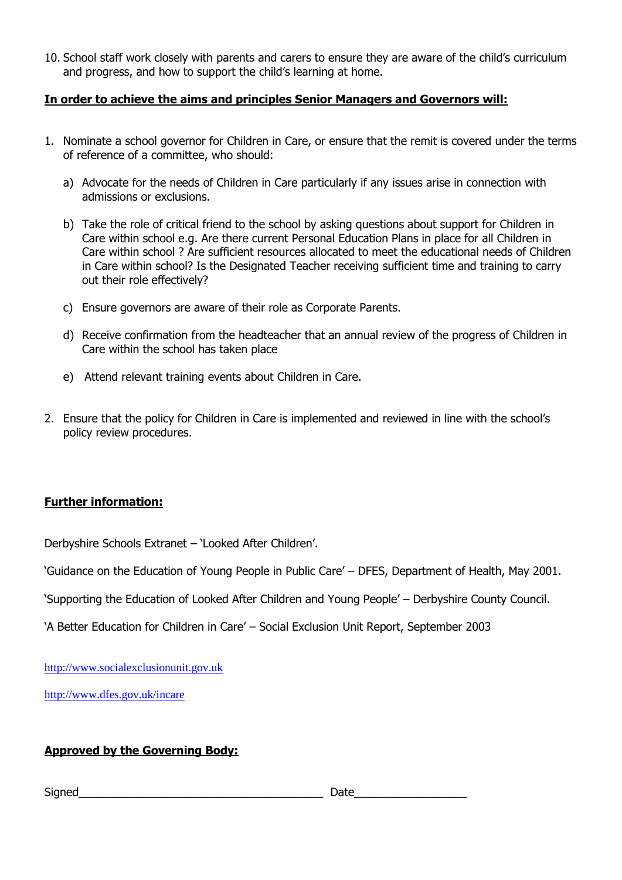10. School staff work closely with parents and carers to ensure they are aware of the child's curriculum and progress, and how to support the child's learning at home.

**In order to achieve the aims and principles Senior Managers and Governors will:**

1. Nominate a school governor for Children in Care, or ensure that the remit is covered under the terms of reference of a committee, who should:

   a) Advocate for the needs of Children in Care particularly if any issues arise in connection with admissions or exclusions.

   b) Take the role of critical friend to the school by asking questions about support for Children in Care within school e.g. Are there current Personal Education Plans in place for all Children in Care within school ? Are sufficient resources allocated to meet the educational needs of Children in Care within school? Is the Designated Teacher receiving sufficient time and training to carry out their role effectively?

   c) Ensure governors are aware of their role as Corporate Parents.

   d) Receive confirmation from the headteacher that an annual review of the progress of Children in Care within the school has taken place

   e) Attend relevant training events about Children in Care.

2. Ensure that the policy for Children in Care is implemented and reviewed in line with the school's policy review procedures.

**Further information:**

Derbyshire Schools Extranet – 'Looked After Children'.

'Guidance on the Education of Young People in Public Care' – DFES, Department of Health, May 2001.

'Supporting the Education of Looked After Children and Young People' – Derbyshire County Council.

'A Better Education for Children in Care' – Social Exclusion Unit Report, September 2003

http://www.socialexclusionunit.gov.uk

http://www.dfes.gov.uk/incare

**Approved by the Governing Body:**

Signed_______________________________________ Date_________________